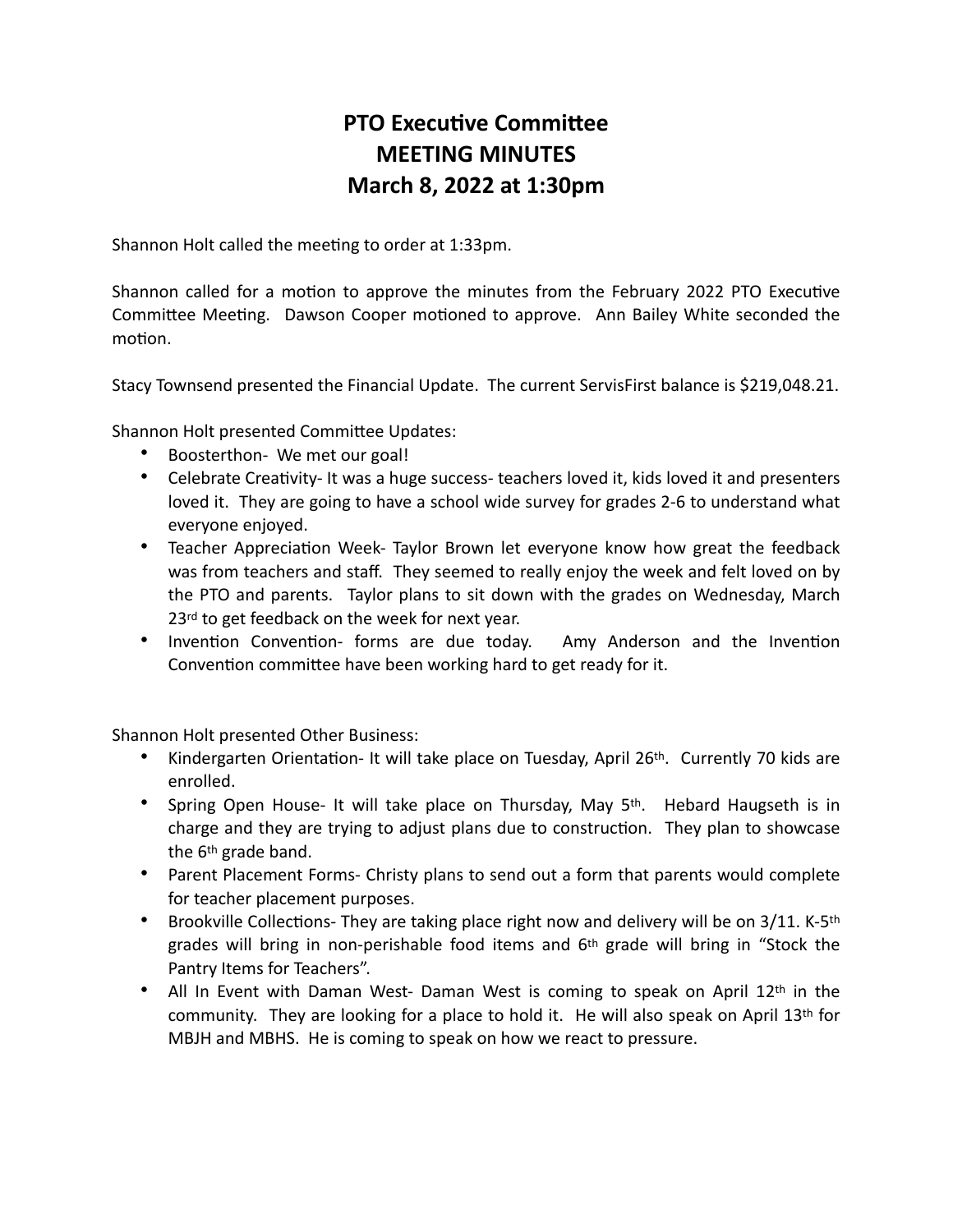# PTO Executive Committee
# MEETING MINUTES
# March 8, 2022 at 1:30pm

Shannon Holt called the meeting to order at 1:33pm.

Shannon called for a motion to approve the minutes from the February 2022 PTO Executive Committee Meeting. Dawson Cooper motioned to approve. Ann Bailey White seconded the motion.

Stacy Townsend presented the Financial Update. The current ServisFirst balance is $219,048.21.

Shannon Holt presented Committee Updates:

- Boosterthon- We met our goal!
- Celebrate Creativity- It was a huge success- teachers loved it, kids loved it and presenters loved it. They are going to have a school wide survey for grades 2-6 to understand what everyone enjoyed.
- Teacher Appreciation Week- Taylor Brown let everyone know how great the feedback was from teachers and staff. They seemed to really enjoy the week and felt loved on by the PTO and parents. Taylor plans to sit down with the grades on Wednesday, March 23rd to get feedback on the week for next year.
- Invention Convention- forms are due today. Amy Anderson and the Invention Convention committee have been working hard to get ready for it.

Shannon Holt presented Other Business:

- Kindergarten Orientation- It will take place on Tuesday, April 26th. Currently 70 kids are enrolled.
- Spring Open House- It will take place on Thursday, May 5th. Hebard Haugseth is in charge and they are trying to adjust plans due to construction. They plan to showcase the 6th grade band.
- Parent Placement Forms- Christy plans to send out a form that parents would complete for teacher placement purposes.
- Brookville Collections- They are taking place right now and delivery will be on 3/11. K-5th grades will bring in non-perishable food items and 6th grade will bring in "Stock the Pantry Items for Teachers".
- All In Event with Daman West- Daman West is coming to speak on April 12th in the community. They are looking for a place to hold it. He will also speak on April 13th for MBJH and MBHS. He is coming to speak on how we react to pressure.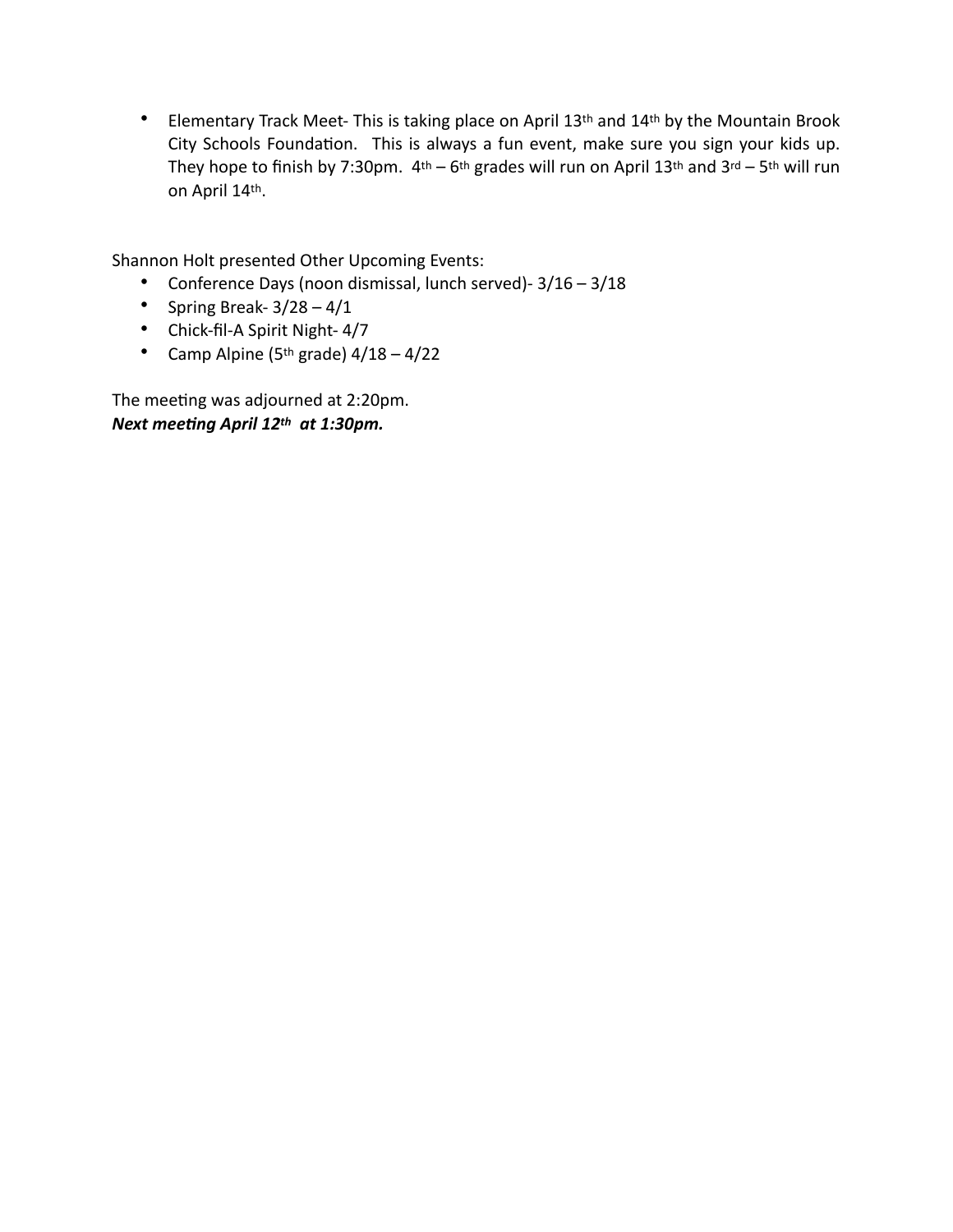- Elementary Track Meet- This is taking place on April 13th and 14th by the Mountain Brook City Schools Foundation. This is always a fun event, make sure you sign your kids up. They hope to finish by 7:30pm. 4th – 6th grades will run on April 13th and 3rd – 5th will run on April 14th.

Shannon Holt presented Other Upcoming Events:

- Conference Days (noon dismissal, lunch served)- 3/16 – 3/18
- Spring Break- 3/28 – 4/1
- Chick-fil-A Spirit Night- 4/7
- Camp Alpine (5th grade) 4/18 – 4/22

The meeting was adjourned at 2:20pm.
***Next meeting April 12th at 1:30pm.***